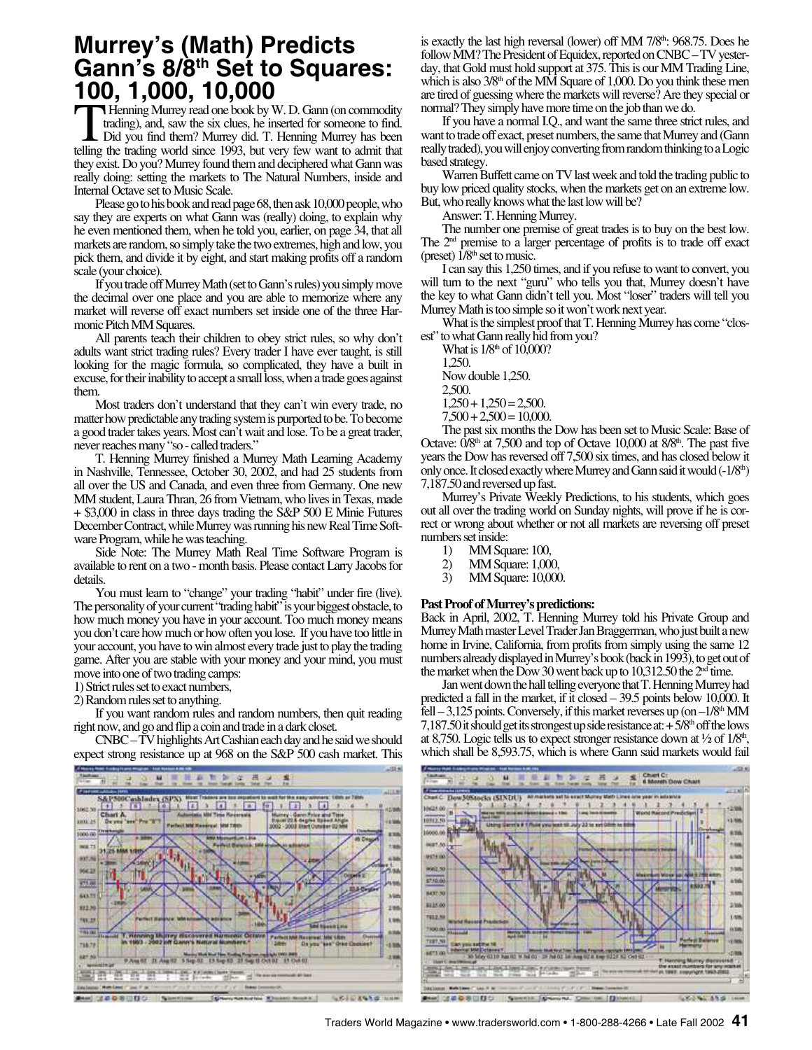# Murrey's (Math) Predicts Gann's 8/8th Set to Squares: 100, 1,000, 10,000

T. Henning Murrey read one book by W. D. Gann (on commodity trading), and, saw the six clues, he inserted for someone to find. Did you find them? Murrey did. T. Henning Murrey has been telling the trading world since 1993, but very few want to admit that they exist. Do you? Murrey found them and deciphered what Gann was really doing: setting the markets to The Natural Numbers, inside and Internal Octave set to Music Scale.

Please go to his book and read page 68, then ask 10,000 people, who say they are experts on what Gann was (really) doing, to explain why he even mentioned them, when he told you, earlier, on page 34, that all markets are random, so simply take the two extremes, high and low, you pick them, and divide it by eight, and start making profits off a random scale (your choice).

If you trade off Murrey Math (set to Gann's rules) you simply move the decimal over one place and you are able to memorize where any market will reverse off exact numbers set inside one of the three Harmonic Pitch MM Squares.

All parents teach their children to obey strict rules, so why don't adults want strict trading rules? Every trader I have ever taught, is still looking for the magic formula, so complicated, they have a built in excuse, for their inability to accept a small loss, when a trade goes against them.

Most traders don't understand that they can't win every trade, no matter how predictable any trading system is purported to be. To become a good trader takes years. Most can't wait and lose. To be a great trader, never reaches many "so - called traders."

T. Henning Murrey finished a Murrey Math Learning Academy in Nashville, Tennessee, October 30, 2002, and had 25 students from all over the US and Canada, and even three from Germany. One new MM student, Laura Thran, 26 from Vietnam, who lives in Texas, made + $3,000 in class in three days trading the S&P 500 E Minie Futures December Contract, while Murrey was running his new Real Time Software Program, while he was teaching.

Side Note: The Murrey Math Real Time Software Program is available to rent on a two - month basis. Please contact Larry Jacobs for details.

You must learn to "change" your trading "habit" under fire (live). The personality of your current "trading habit" is your biggest obstacle, to how much money you have in your account. Too much money means you don't care how much or how often you lose. If you have too little in your account, you have to win almost every trade just to play the trading game. After you are stable with your money and your mind, you must move into one of two trading camps:

1) Strict rules set to exact numbers,
2) Random rules set to anything.

If you want random rules and random numbers, then quit reading right now, and go and flip a coin and trade in a dark closet.

CNBC – TV highlights Art Cashian each day and he said we should expect strong resistance up at 968 on the S&P 500 cash market. This is exactly the last high reversal (lower) off MM 7/8th: 968.75. Does he follow MM? The President of Equidex, reported on CNBC – TV yesterday, that Gold must hold support at 375. This is our MM Trading Line, which is also 3/8th of the MM Square of 1,000. Do you think these men are tired of guessing where the markets will reverse? Are they special or normal? They simply have more time on the job than we do.

If you have a normal I.Q., and want the same three strict rules, and want to trade off exact, preset numbers, the same that Murrey and (Gann really traded), you will enjoy converting from random thinking to a Logic based strategy.

Warren Buffett came on TV last week and told the trading public to buy low priced quality stocks, when the markets get on an extreme low. But, who really knows what the last low will be?

Answer: T. Henning Murrey.

The number one premise of great trades is to buy on the best low. The 2nd premise to a larger percentage of profits is to trade off exact (preset) 1/8th set to music.

I can say this 1,250 times, and if you refuse to want to convert, you will turn to the next "guru" who tells you that, Murrey doesn't have the key to what Gann didn't tell you. Most "loser" traders will tell you Murrey Math is too simple so it won't work next year.

What is the simplest proof that T. Henning Murrey has come "closest" to what Gann really hid from you?

What is 1/8th of 10,000?

1,250.

Now double 1,250.

2,500.

1,250 + 1,250 = 2,500.

7,500 + 2,500 = 10,000.

The past six months the Dow has been set to Music Scale: Base of Octave: 0/8th at 7,500 and top of Octave 10,000 at 8/8th. The past five years the Dow has reversed off 7,500 six times, and has closed below it only once. It closed exactly where Murrey and Gann said it would (-1/8th) 7,187.50 and reversed up fast.

Murrey's Private Weekly Predictions, to his students, which goes out all over the trading world on Sunday nights, will prove if he is correct or wrong about whether or not all markets are reversing off preset numbers set inside:

1) MM Square: 100,
2) MM Square: 1,000,
3) MM Square: 10,000.

**Past Proof of Murrey's predictions:**

Back in April, 2002, T. Henning Murrey told his Private Group and Murrey Math master Level Trader Jan Braggerman, who just built a new home in Irvine, California, from profits from simply using the same 12 numbers already displayed in Murrey's book (back in 1993), to get out of the market when the Dow 30 went back up to 10,312.50 the 2nd time.

Jan went down the hall telling everyone that T. Henning Murrey had predicted a fall in the market, if it closed – 39.5 points below 10,000. It fell – 3,125 points. Conversely, if this market reverses up (on –1/8th MM 7,187.50 it should get its strongest up side resistance at: + 5/8th off the lows at 8,750. Logic tells us to expect stronger resistance down at ½ of 1/8th, which shall be 8,593.75, which is where Gann said markets would fail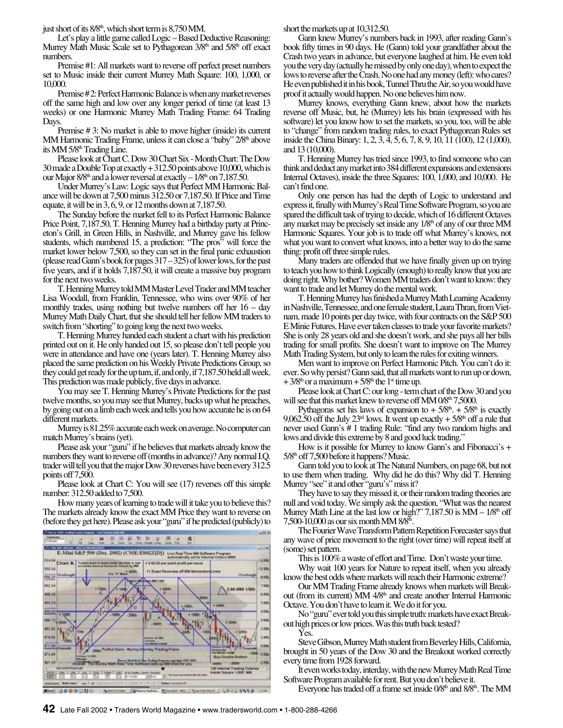just short of its 8/8th, which short term is 8,750 MM.

Let's play a little game called Logic – Based Deductive Reasoning: Murrey Math Music Scale set to Pythagorean 3/8th and 5/8th off exact numbers.

Premise #1: All markets want to reverse off perfect preset numbers set to Music inside their current Murrey Math Square: 100, 1,000, or 10,000.

Premise # 2: Perfect Harmonic Balance is when any market reverses off the same high and low over any longer period of time (at least 13 weeks) or one Harmonic Murrey Math Trading Frame: 64 Trading Days.

Premise # 3: No market is able to move higher (inside) its current MM Harmonic Trading Frame, unless it can close a "baby" 2/8th above its MM 5/8th Trading Line.

Please look at Chart C. Dow 30 Chart Six - Month Chart: The Dow 30 made a Double Top at exactly + 312.50 points above 10,000, which is our Major 8/8th and a lower reversal at exactly – 1/8th on 7,187.50.

Under Murrey's Law: Logic says that Perfect MM Harmonic Balance will be down at 7,500 minus 312.50 or 7,187.50. If Price and Time equate, it will be in 3, 6, 9, or 12 months down at 7,187.50.

The Sunday before the market fell to its Perfect Harmonic Balance Price Point, 7,187.50, T. Henning Murrey had a birthday party at Princeton's Grill, in Green Hills, in Nashville, and Murrey gave his fellow students, which numbered 15, a prediction: "The pros" will force the market lower below 7,500, so they can set in the final panic exhaustion (please read Gann's book for pages 317 – 325) of lower lows, for the past five years, and if it holds 7,187.50, it will create a massive buy program for the next two weeks.

T. Henning Murrey told MM Master Level Trader and MM teacher Lisa Woodall, from Franklin, Tennessee, who wins over 90% of her monthly trades, using nothing but twelve numbers off her 16 – day Murrey Math Daily Chart, that she should tell her fellow MM traders to switch from "shorting" to going long the next two weeks.

T. Henning Murrey handed each student a chart with his prediction printed out on it. He only handed out 15, so please don't tell people you were in attendance and have one (years later). T. Henning Murrey also placed the same prediction on his Weekly Private Predictions Group, so they could get ready for the up turn, if, and only, if 7,187.50 held all week. This prediction was made publicly, five days in advance.

You may see T. Henning Murrey's Private Predictions for the past twelve months, so you may see that Murrey, backs up what he preaches, by going out on a limb each week and tells you how accurate he is on 64 different markets.

Murrey is 81.25% accurate each week on average. No computer can match Murrey's brains (yet).

Please ask your "guru" if he believes that markets already know the numbers they want to reverse off (months in advance)? Any normal I.Q. trader will tell you that the major Dow 30 reverses have been every 312.5 points off 7,500.

Please look at Chart C: You will see (17) reverses off this simple number: 312.50 added to 7,500.

How many years of learning to trade will it take you to believe this? The markets already know the exact MM Price they want to reverse on (before they get here). Please ask your "guru" if he predicted (publicly) to short the markets up at 10,312.50.

Gann knew Murrey's numbers back in 1993, after reading Gann's book fifty times in 90 days. He (Gann) told your grandfather about the Crash two years in advance, but everyone laughed at him. He even told you the very day (actually he missed by only one day), when to expect the lows to reverse after the Crash. No one had any money (left): who cares? He even published it in his book, Tunnel Thru the Air, so you would have proof it actually would happen. No one believes him now.

Murrey knows, everything Gann knew, about how the markets reverse off Music, but, he (Murrey) lets his brain (expressed with his software) let you know how to set the markets, so you, too, will be able to "change" from random trading rules, to exact Pythagorean Rules set inside the China Binary: 1, 2, 3, 4, 5, 6, 7, 8, 9, 10, 11 (100), 12 (1,000), and 13 (10,000).

T. Henning Murrey has tried since 1993, to find someone who can think and deduct any market into 384 different expansions and extensions Internal Octaves), inside the three Squares: 100, 1,000, and 10,000. He can't find one.

Only one person has had the depth of Logic to understand and express it, finally with Murrey's Real Time Software Program, so you are spared the difficult task of trying to decide, which of 16 different Octaves any market may be precisely set inside any 1/8th of any of our three MM Harmonic Squares. Your job is to trade off what Murrey's knows, not what you want to convert what knows, into a better way to do the same thing: profit off three simple rules.

Many traders are offended that we have finally given up on trying to teach you how to think Logically (enough) to really know that you are doing right. Why bother? Women MM traders don't want to know: they want to trade and let Murrey do the mental work.

T. Henning Murrey has finished a Murrey Math Learning Academy in Nashville, Tennessee, and one female student, Laura Thran, from Vietnam, made 10 points per day twice, with four contracts on the S&P 500 E Minie Futures. Have ever taken classes to trade your favorite markets? She is only 28 years old and she doesn't work, and she pays all her bills trading for small profits. She doesn't want to improve on The Murrey Math Trading System, but only to learn the rules for exiting winners.

Men want to improve on Perfect Harmonic Pitch. You can't do it: ever. So why persist? Gann said, that all markets want to run up or down, + 3/8th or a maximum + 5/8th the 1st time up.

Please look at Chart C: our long - term chart of the Dow 30 and you will see that this market knew to reverse off MM 0/8th 7,5000.

Pythagoras set his laws of expansion to + 5/8th. + 5/8th is exactly 9,062.50 off the July 23rd lows. It went up exactly + 5/8th off a rule that never used Gann's # 1 trading Rule: "find any two random highs and lows and divide this extreme by 8 and good luck trading."

How is it possible for Murrey to know Gann's and Fibonacci's + 5/8th off 7,500 before it happens? Music.

Gann told you to look at The Natural Numbers, on page 68, but not to use them when trading. Why did he do this? Why did T. Henning Murrey "see" it and other "guru's" miss it?

They have to say they missed it, or their random trading theories are null and void today. We simply ask the question, "What was the nearest Murrey Math Line at the last low or high?" 7,187.50 is MM – 1/8th off 7,500-10,000 as our six month MM 8/8th.

The Fourier Wave Transform Pattern Repetition Forecaster says that any wave of price movement to the right (over time) will repeat itself at (some) set pattern.

This is 100% a waste of effort and Time. Don't waste your time.

Why wait 100 years for Nature to repeat itself, when you already know the best odds where markets will reach their Harmonic extreme?

Our MM Trading Frame already knows when markets will Breakout (from its current) MM 4/8th and create another Internal Harmonic Octave. You don't have to learn it. We do it for you.

No "guru" ever told you this simple truth: markets have exact Breakout high prices or low prices. Was this truth back tested?

Yes.

Steve Gibson, Murrey Math student from Beverley Hills, California, brought in 50 years of the Dow 30 and the Breakout worked correctly every time from 1928 forward.

It even works today, interday, with the new Murrey Math Real Time Software Program available for rent. But you don't believe it.

Everyone has traded off a frame set inside 0/8th and 8/8th. The MM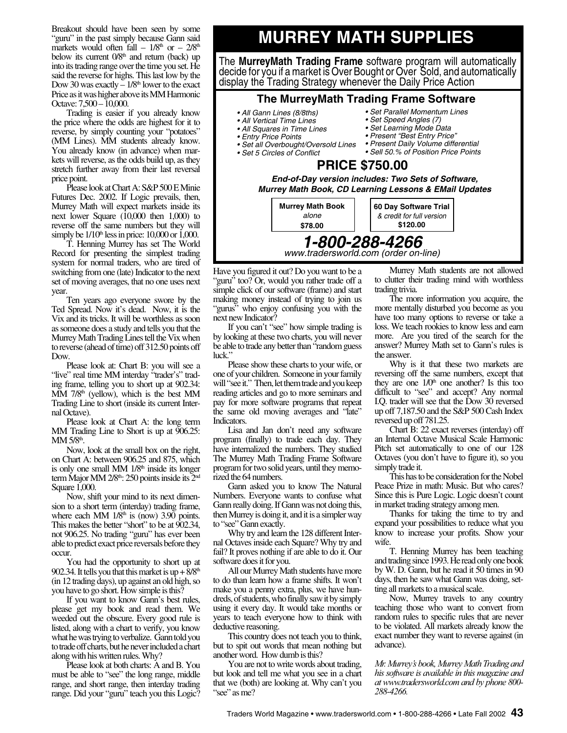Breakout should have been seen by some "guru" in the past simply because Gann said markets would often fall – 1/8th or – 2/8th below its current 0/8th and return (back) up into its trading range over the time you set. He said the reverse for highs. This last low by the Dow 30 was exactly – 1/8th lower to the exact Price as it was higher above its MM Harmonic Octave: 7,500 – 10,000.

Trading is easier if you already know the price where the odds are highest for it to reverse, by simply counting your "potatoes" (MM Lines). MM students already know. You already know (in advance) when markets will reverse, as the odds build up, as they stretch further away from their last reversal price point.

Please look at Chart A: S&P 500 E Minie Futures Dec. 2002. If Logic prevails, then, Murrey Math will expect markets inside its next lower Square (10,000 then 1,000) to reverse off the same numbers but they will simply be 1/10th less in price: 10,000 or 1,000.

T. Henning Murrey has set The World Record for presenting the simplest trading system for normal traders, who are tired of switching from one (late) Indicator to the next set of moving averages, that no one uses next year.

Ten years ago everyone swore by the Ted Spread. Now it's dead. Now, it is the Vix and its tricks. It will be worthless as soon as someone does a study and tells you that the Murrey Math Trading Lines tell the Vix when to reverse (ahead of time) off 312.50 points off Dow.

Please look at: Chart B: you will see a "live" real time MM interday "trader's" trading frame, telling you to short up at 902.34: MM 7/8th (yellow), which is the best MM Trading Line to short (inside its current Internal Octave).

Please look at Chart A: the long term MM Trading Line to Short is up at 906.25: MM 5/8th.

Now, look at the small box on the right, on Chart A: between 906.25 and 875, which is only one small MM 1/8th inside its longer term Major MM 2/8th: 250 points inside its 2nd Square 1,000.

Now, shift your mind to its next dimension to a short term (interday) trading frame, where each MM 1/8th is (now) 3.90 points. This makes the better "short" to be at 902.34, not 906.25. No trading "guru" has ever been able to predict exact price reversals before they occur.

You had the opportunity to short up at 902.34. It tells you that this market is up + 8/8th (in 12 trading days), up against an old high, so you have to go short. How simple is this?

If you want to know Gann's best rules, please get my book and read them. We weeded out the obscure. Every good rule is listed, along with a chart to verify, you know what he was trying to verbalize. Gann told you to trade off charts, but he never included a chart along with his written rules. Why?

Please look at both charts: A and B. You must be able to "see" the long range, middle range, and short range, then interday trading range. Did your "guru" teach you this Logic?

# MURREY MATH SUPPLIES

The **MurreyMath Trading Frame** software program will automatically decide for you if a market is Over Bought or Over Sold, and automatically display the Trading Strategy whenever the Daily Price Action

## The MurreyMath Trading Frame Software

- *All Gann Lines (8/8ths)*
- *All Vertical Time Lines*
- *All Squares in Time Lines*
- *Entry Price Points*
- *Set all Overbought/Oversold Lines*
- *Set 5 Circles of Conflict*
- *Set Parallel Momentum Lines*
- *Set Speed Angles (7)*
- *Set Learning Mode Data*
- *Present "Best Entry Price"*
- *Present Daily Volume differential*
- *Sell 50.% of Position Price Points*

## PRICE $750.00

***End-of-Day version includes: Two Sets of Software, Murrey Math Book, CD Learning Lessons & EMail Updates***

**Murrey Math Book**
*alone*
**$78.00**

**60 Day Software Trial**
*& credit for full version*
**$120.00**

***1-800-288-4266***
*www.tradersworld.com (order on-line)*

Have you figured it out? Do you want to be a "guru" too? Or, would you rather trade off a simple click of our software (frame) and start making money instead of trying to join us "gurus" who enjoy confusing you with the next new Indicator?

If you can't "see" how simple trading is by looking at these two charts, you will never be able to trade any better than "random guess luck."

Please show these charts to your wife, or one of your children. Someone in your family will "see it." Then, let them trade and you keep reading articles and go to more seminars and pay for more software programs that repeat the same old moving averages and "late" Indicators.

Lisa and Jan don't need any software program (finally) to trade each day. They have internalized the numbers. They studied The Murrey Math Trading Frame Software program for two solid years, until they memorized the 64 numbers.

Gann asked you to know The Natural Numbers. Everyone wants to confuse what Gann really doing. If Gann was not doing this, then Murrey is doing it, and it is a simpler way to "see" Gann exactly.

Why try and learn the 128 different Internal Octaves inside each Square? Why try and fail? It proves nothing if are able to do it. Our software does it for you.

All our Murrey Math students have more to do than learn how a frame shifts. It won't make you a penny extra, plus, we have hundreds, of students, who finally saw it by simply using it every day. It would take months or years to teach everyone how to think with deductive reasoning.

This country does not teach you to think, but to spit out words that mean nothing but another word. How dumb is this?

You are not to write words about trading, but look and tell me what you see in a chart that we (both) are looking at. Why can't you "see" as me?

Murrey Math students are not allowed to clutter their trading mind with worthless trading trivia.

The more information you acquire, the more mentally disturbed you become as you have too many options to reverse or take a loss. We teach rookies to know less and earn more. Are you tired of the search for the answer? Murrey Math set to Gann's rules is the answer.

Why is it that these two markets are reversing off the same numbers, except that they are one 1/0th one another? Is this too difficult to "see" and accept? Any normal I.Q. trader will see that the Dow 30 reversed up off 7,187.50 and the S&P 500 Cash Index reversed up off 781.25.

Chart B: 22 exact reverses (interday) off an Internal Octave Musical Scale Harmonic Pitch set automatically to one of our 128 Octaves (you don't have to figure it), so you simply trade it.

This has to be consideration for the Nobel Peace Prize in math: Music. But who cares? Since this is Pure Logic. Logic doesn't count in market trading strategy among men.

Thanks for taking the time to try and expand your possibilities to reduce what you know to increase your profits. Show your wife.

T. Henning Murrey has been teaching and trading since 1993. He read only one book by W. D. Gann, but he read it 50 times in 90 days, then he saw what Gann was doing, setting all markets to a musical scale.

Now, Murrey travels to any country teaching those who want to convert from random rules to specific rules that are never to be violated. All markets already know the exact number they want to reverse against (in advance).

*Mr. Murrey's book, Murrey Math Trading and his software is available in this magazine and at www.tradersworld.com and by phone 800-288-4266.*